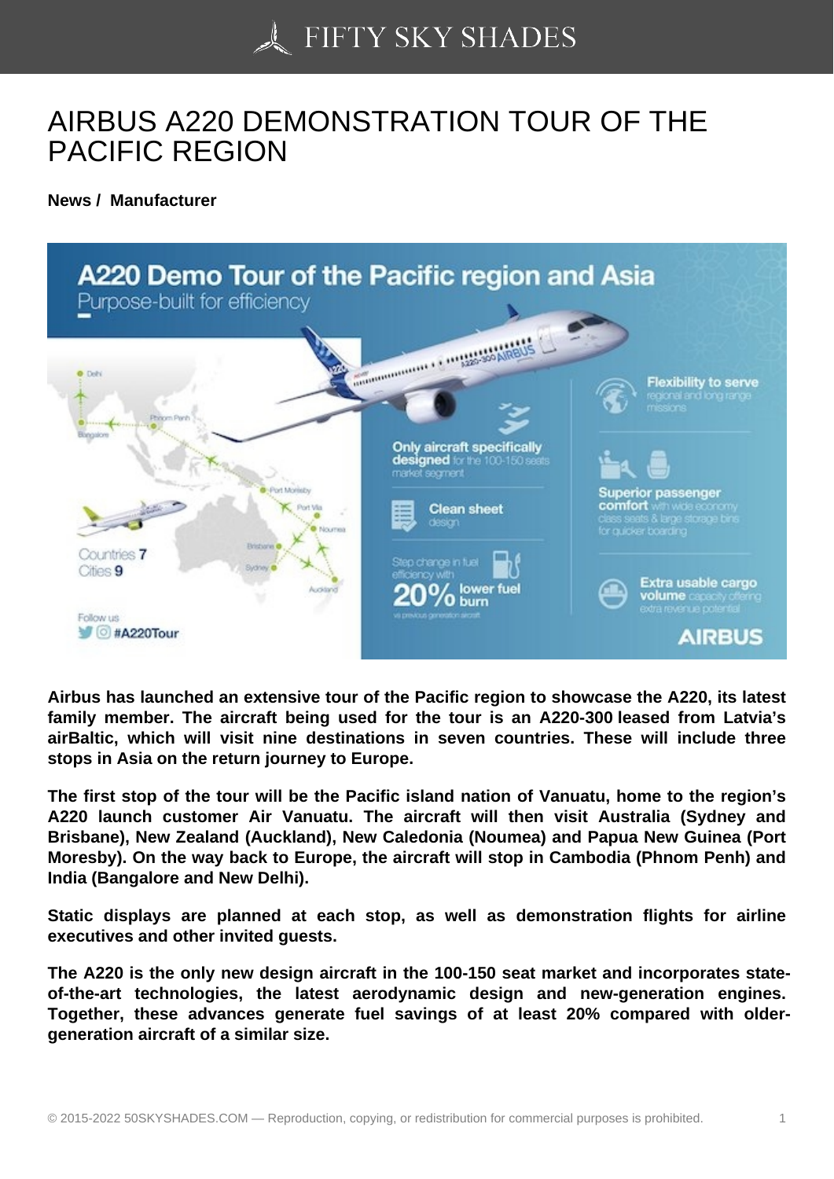# AIRBUS A220 DEMONSTRATION TOUR OF THE PACIFIC REGION

**News / Manufacturer**

**Airbus has launched an extensive tour of the Pacific region to showcase the A220, its latest family member. The aircraft being used for the tour is an A220-300 leased from Latvia's airBaltic, which will visit nine destinations in seven countries. These will include three stops in Asia on the return journey to Europe.**

**The first stop of the tour will be the Pacific island nation of Vanuatu, home to the region's A220 launch customer Air Vanuatu. The aircraft will then visit Australia (Sydney and Brisbane), New Zealand (Auckland), New Caledonia (Noumea) and Papua New Guinea (Port Moresby). On the way back to Europe, the aircraft will stop in Cambodia (Phnom Penh) and India (Bangalore and New Delhi).**

**Static displays are planned at each stop, as well as demonstration flights for airline executives and other invited guests.**

**The A220 is the only new design aircraft in the 100-150 seat market and incorporates state-of-the-art technologies, the latest aerodynamic design and new-generation engines. Together, these advances generate fuel savings of at least 20% compared with older-generation aircraft of a similar size.**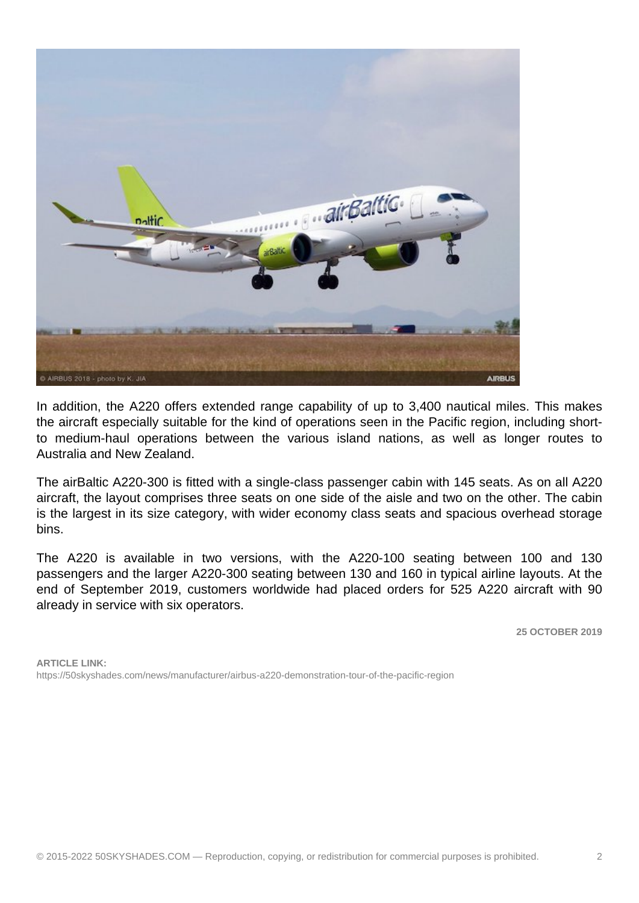In addition, the A220 offers extended range capability of up to 3,400 nautical miles. This makes the aircraft especially suitable for the kind of operations seen in the Pacific region, including short- to medium-haul operations between the various island nations, as well as longer routes to Australia and New Zealand.

The airBaltic A220-300 is fitted with a single-class passenger cabin with 145 seats. As on all A220 aircraft, the layout comprises three seats on one side of the aisle and two on the other. The cabin is the largest in its size category, with wider economy class seats and spacious overhead storage bins.

The A220 is available in two versions, with the A220-100 seating between 100 and 130 passengers and the larger A220-300 seating between 130 and 160 in typical airline layouts. At the end of September 2019, customers worldwide had placed orders for 525 A220 aircraft with 90 already in service with six operators.

**25 OCTOBER 2019**

**ARTICLE LINK:**
https://50skyshades.com/news/manufacturer/airbus-a220-demonstration-tour-of-the-pacific-region